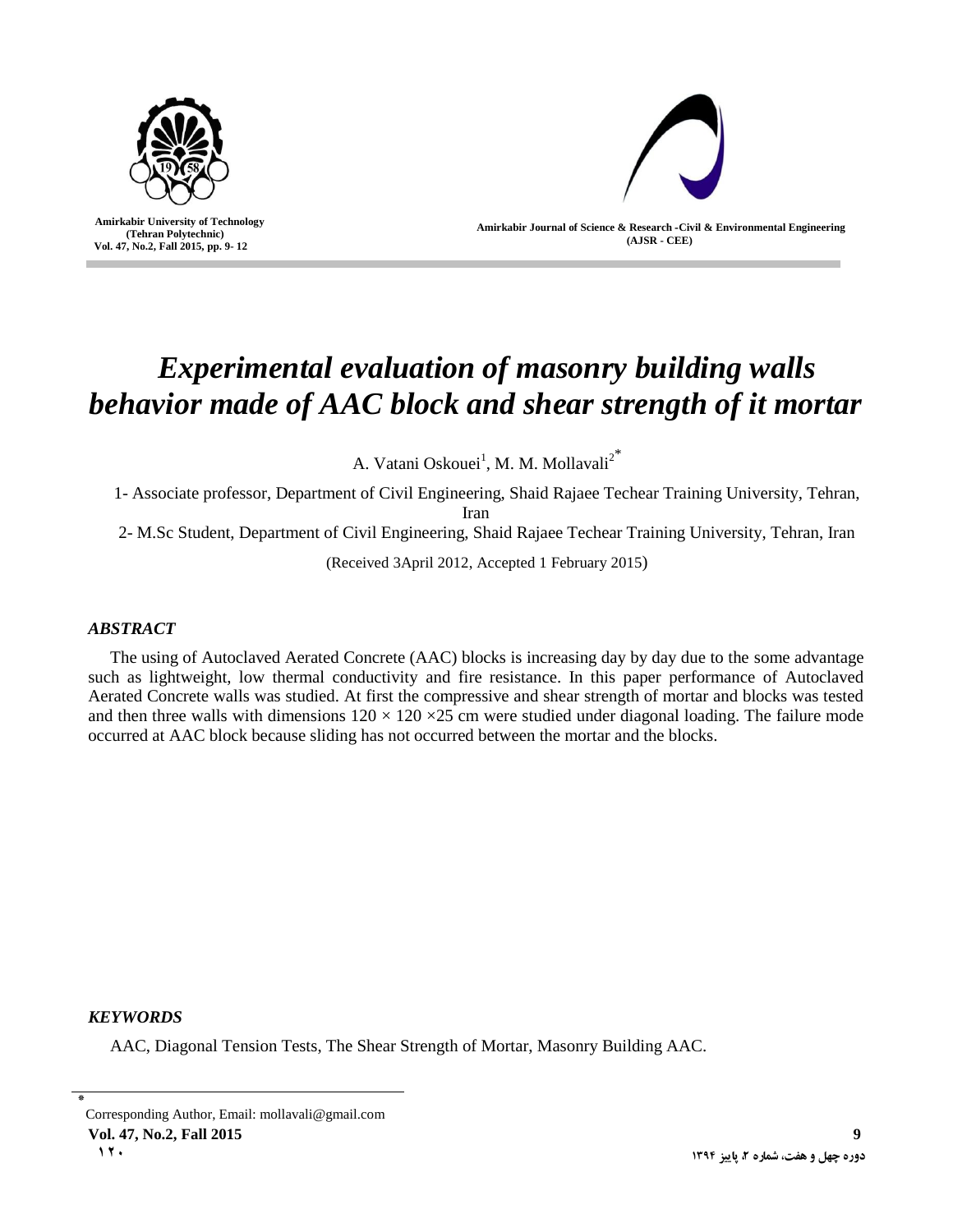# *Experimental evaluation of masonry building walls behavior made of AAC block and shear strength of it mortar*

A. Vatani Oskouei[1], M. M. Mollavali[2*]

1- Associate professor, Department of Civil Engineering, Shaid Rajaee Techear Training University, Tehran, Iran

2- M.Sc Student, Department of Civil Engineering, Shaid Rajaee Techear Training University, Tehran, Iran

(Received 3April 2012, Accepted 1 February 2015)

## *ABSTRACT*

The using of Autoclaved Aerated Concrete (AAC) blocks is increasing day by day due to the some advantage such as lightweight, low thermal conductivity and fire resistance. In this paper performance of Autoclaved Aerated Concrete walls was studied. At first the compressive and shear strength of mortar and blocks was tested and then three walls with dimensions $120 \times 120 \times 25$ cm were studied under diagonal loading. The failure mode occurred at AAC block because sliding has not occurred between the mortar and the blocks.

## *KEYWORDS*

AAC, Diagonal Tension Tests, The Shear Strength of Mortar, Masonry Building AAC.

---

[*] Corresponding Author, Email: mollavali@gmail.com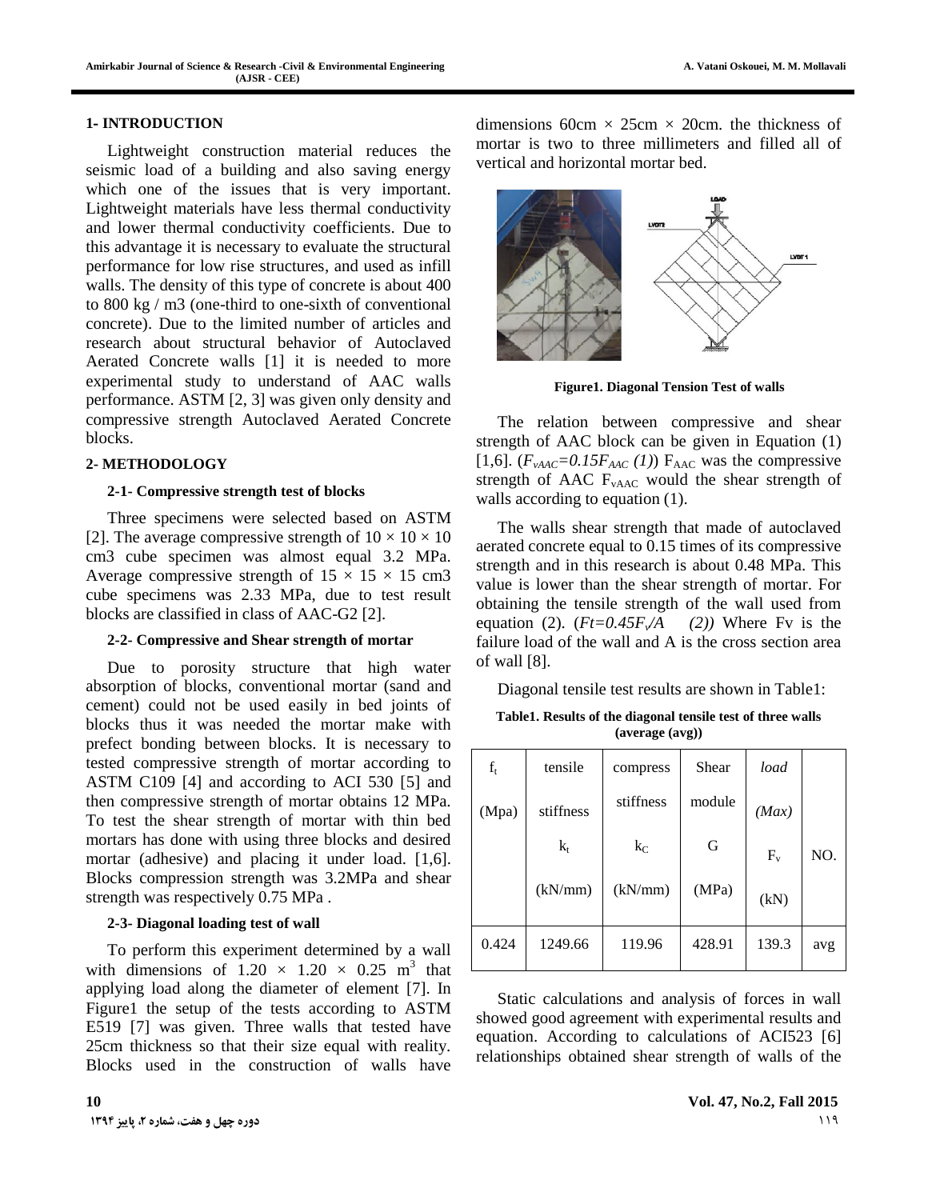## 1- INTRODUCTION

Lightweight construction material reduces the seismic load of a building and also saving energy which one of the issues that is very important. Lightweight materials have less thermal conductivity and lower thermal conductivity coefficients. Due to this advantage it is necessary to evaluate the structural performance for low rise structures, and used as infill walls. The density of this type of concrete is about 400 to 800 kg / m3 (one-third to one-sixth of conventional concrete). Due to the limited number of articles and research about structural behavior of Autoclaved Aerated Concrete walls [1] it is needed to more experimental study to understand of AAC walls performance. ASTM [2, 3] was given only density and compressive strength Autoclaved Aerated Concrete blocks.

## 2- METHODOLOGY

### 2-1- Compressive strength test of blocks

Three specimens were selected based on ASTM [2]. The average compressive strength of $10 \times 10 \times 10$ cm3 cube specimen was almost equal 3.2 MPa. Average compressive strength of $15 \times 15 \times 15$ cm3 cube specimens was 2.33 MPa, due to test result blocks are classified in class of AAC-G2 [2].

### 2-2- Compressive and Shear strength of mortar

Due to porosity structure that high water absorption of blocks, conventional mortar (sand and cement) could not be used easily in bed joints of blocks thus it was needed the mortar make with prefect bonding between blocks. It is necessary to tested compressive strength of mortar according to ASTM C109 [4] and according to ACI 530 [5] and then compressive strength of mortar obtains 12 MPa. To test the shear strength of mortar with thin bed mortars has done with using three blocks and desired mortar (adhesive) and placing it under load. [1,6]. Blocks compression strength was 3.2MPa and shear strength was respectively 0.75 MPa .

### 2-3- Diagonal loading test of wall

To perform this experiment determined by a wall with dimensions of $1.20 \times 1.20 \times 0.25$ $m^3$ that applying load along the diameter of element [7]. In Figure1 the setup of the tests according to ASTM E519 [7] was given. Three walls that tested have 25cm thickness so that their size equal with reality. Blocks used in the construction of walls have dimensions 60cm × 25cm × 20cm. the thickness of mortar is two to three millimeters and filled all of vertical and horizontal mortar bed.

**Figure1. Diagonal Tension Test of walls**

The relation between compressive and shear strength of AAC block can be given in Equation (1) [1,6]. ($F_{vAAC}=0.15F_{AAC}$ *(1)*) $F_{AAC}$ was the compressive strength of AAC $F_{vAAC}$ would the shear strength of walls according to equation (1).

The walls shear strength that made of autoclaved aerated concrete equal to 0.15 times of its compressive strength and in this research is about 0.48 MPa. This value is lower than the shear strength of mortar. For obtaining the tensile strength of the wall used from equation (2). ($Ft=0.45F_v/A$ *(2)*) Where Fv is the failure load of the wall and A is the cross section area of wall [8].

Diagonal tensile test results are shown in Table1:

**Table1. Results of the diagonal tensile test of three walls (average (avg))**

| $f_t$ (Mpa) | tensile stiffness $k_t$ (kN/mm) | compress stiffness $k_C$ (kN/mm) | Shear module G (MPa) | *load (Max)* $F_v$ (kN) | NO. |
|---|---|---|---|---|---|
| 0.424 | 1249.66 | 119.96 | 428.91 | 139.3 | avg |

Static calculations and analysis of forces in wall showed good agreement with experimental results and equation. According to calculations of ACI523 [6] relationships obtained shear strength of walls of the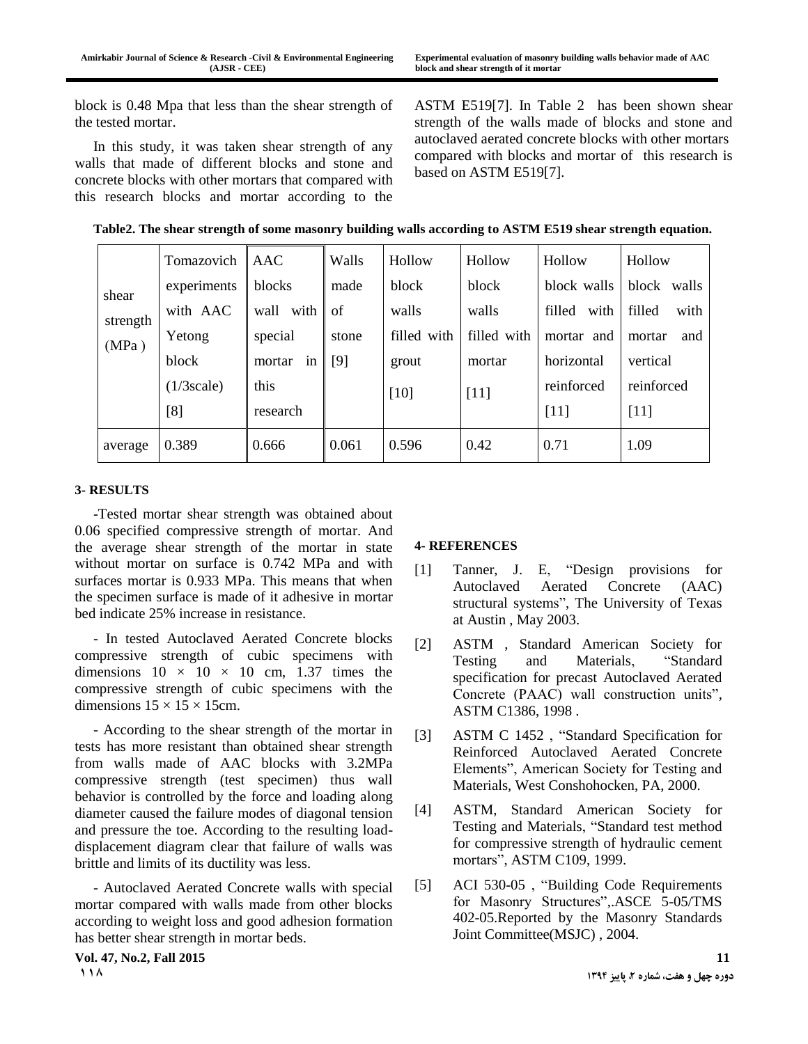block is 0.48 Mpa that less than the shear strength of the tested mortar.

In this study, it was taken shear strength of any walls that made of different blocks and stone and concrete blocks with other mortars that compared with this research blocks and mortar according to the ASTM E519[7]. In Table 2 has been shown shear strength of the walls made of blocks and stone and autoclaved aerated concrete blocks with other mortars compared with blocks and mortar of this research is based on ASTM E519[7].

**Table2. The shear strength of some masonry building walls according to ASTM E519 shear strength equation.**

| shear strength (MPa ) | Tomazovich experiments with AAC Yetong block (1/3scale) [8] | AAC blocks wall with special mortar in this research | Walls made of stone [9] | Hollow block walls filled with grout [10] | Hollow block walls filled with mortar [11] | Hollow block walls filled with mortar and horizontal reinforced [11] | Hollow block walls filled with mortar and vertical reinforced [11] |
|---|---|---|---|---|---|---|---|
| average | 0.389 | 0.666 | 0.061 | 0.596 | 0.42 | 0.71 | 1.09 |

## 3- RESULTS

-Tested mortar shear strength was obtained about 0.06 specified compressive strength of mortar. And the average shear strength of the mortar in state without mortar on surface is 0.742 MPa and with surfaces mortar is 0.933 MPa. This means that when the specimen surface is made of it adhesive in mortar bed indicate 25% increase in resistance.

- In tested Autoclaved Aerated Concrete blocks compressive strength of cubic specimens with dimensions $10 \times 10 \times 10$ cm, 1.37 times the compressive strength of cubic specimens with the dimensions $15 \times 15 \times 15$cm.

- According to the shear strength of the mortar in tests has more resistant than obtained shear strength from walls made of AAC blocks with 3.2MPa compressive strength (test specimen) thus wall behavior is controlled by the force and loading along diameter caused the failure modes of diagonal tension and pressure the toe. According to the resulting load-displacement diagram clear that failure of walls was brittle and limits of its ductility was less.

- Autoclaved Aerated Concrete walls with special mortar compared with walls made from other blocks according to weight loss and good adhesion formation has better shear strength in mortar beds.

## 4- REFERENCES

[1] Tanner, J. E, “Design provisions for Autoclaved Aerated Concrete (AAC) structural systems”, The University of Texas at Austin , May 2003.

[2] ASTM , Standard American Society for Testing and Materials, “Standard specification for precast Autoclaved Aerated Concrete (PAAC) wall construction units”, ASTM C1386, 1998 .

[3] ASTM C 1452 , “Standard Specification for Reinforced Autoclaved Aerated Concrete Elements”, American Society for Testing and Materials, West Conshohocken, PA, 2000.

[4] ASTM, Standard American Society for Testing and Materials, “Standard test method for compressive strength of hydraulic cement mortars”, ASTM C109, 1999.

[5] ACI 530-05 , “Building Code Requirements for Masonry Structures”,.ASCE 5-05/TMS 402-05.Reported by the Masonry Standards Joint Committee(MSJC) , 2004.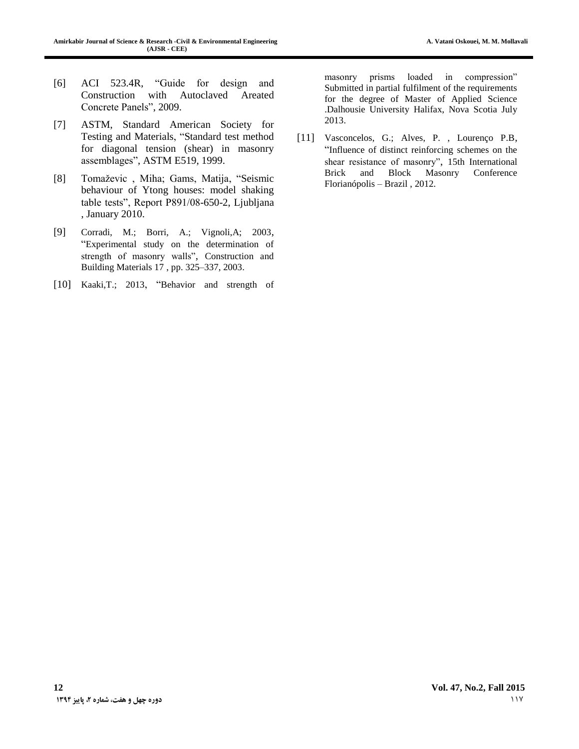[6] ACI 523.4R, "Guide for design and Construction with Autoclaved Areated Concrete Panels", 2009.

[7] ASTM, Standard American Society for Testing and Materials, "Standard test method for diagonal tension (shear) in masonry assemblages", ASTM E519, 1999.

[8] Tomaževic , Miha; Gams, Matija, "Seismic behaviour of Ytong houses: model shaking table tests", Report P891/08-650-2, Ljubljana , January 2010.

[9] Corradi, M.; Borri, A.; Vignoli,A; 2003, "Experimental study on the determination of strength of masonry walls", Construction and Building Materials 17 , pp. 325–337, 2003.

[10] Kaaki,T.; 2013, "Behavior and strength of masonry prisms loaded in compression" Submitted in partial fulfilment of the requirements for the degree of Master of Applied Science .Dalhousie University Halifax, Nova Scotia July 2013.

[11] Vasconcelos, G.; Alves, P. , Lourenço P.B, "Influence of distinct reinforcing schemes on the shear resistance of masonry", 15th International Brick and Block Masonry Conference Florianópolis – Brazil , 2012.